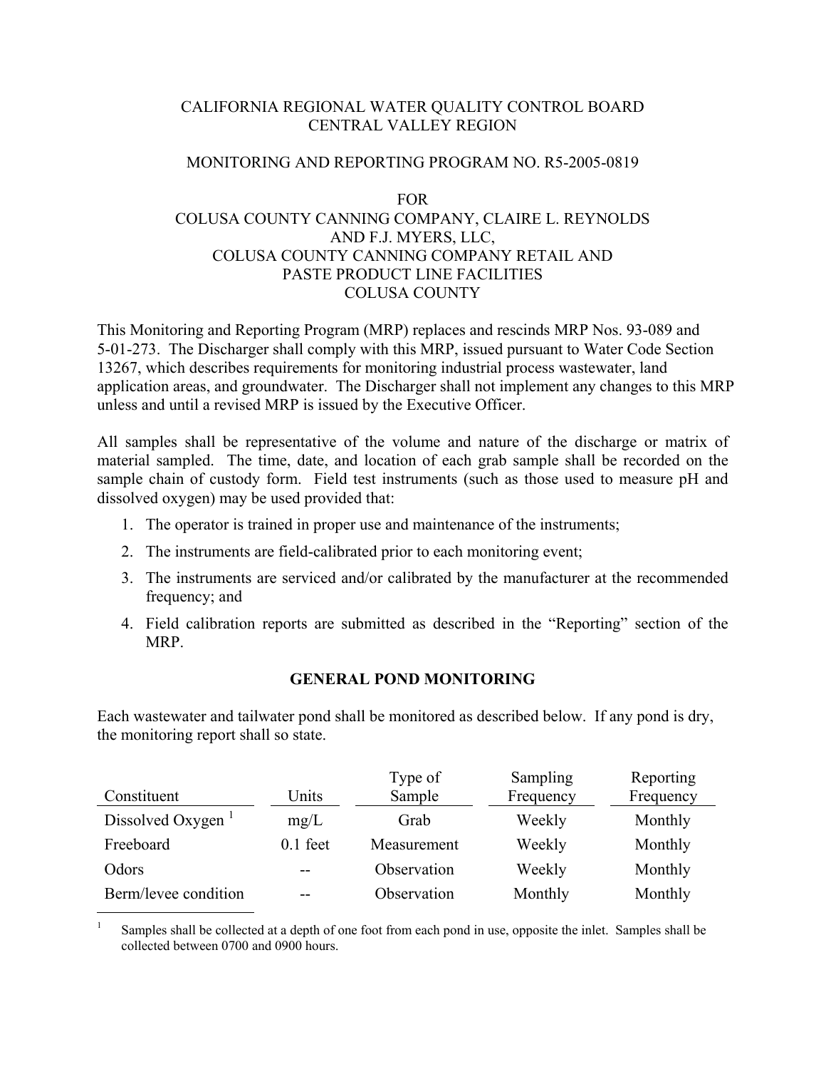CALIFORNIA REGIONAL WATER QUALITY CONTROL BOARD
CENTRAL VALLEY REGION

MONITORING AND REPORTING PROGRAM NO. R5-2005-0819

FOR
COLUSA COUNTY CANNING COMPANY, CLAIRE L. REYNOLDS
AND F.J. MYERS, LLC,
COLUSA COUNTY CANNING COMPANY RETAIL AND
PASTE PRODUCT LINE FACILITIES
COLUSA COUNTY

This Monitoring and Reporting Program (MRP) replaces and rescinds MRP Nos. 93-089 and 5-01-273. The Discharger shall comply with this MRP, issued pursuant to Water Code Section 13267, which describes requirements for monitoring industrial process wastewater, land application areas, and groundwater. The Discharger shall not implement any changes to this MRP unless and until a revised MRP is issued by the Executive Officer.

All samples shall be representative of the volume and nature of the discharge or matrix of material sampled. The time, date, and location of each grab sample shall be recorded on the sample chain of custody form. Field test instruments (such as those used to measure pH and dissolved oxygen) may be used provided that:

1. The operator is trained in proper use and maintenance of the instruments;
2. The instruments are field-calibrated prior to each monitoring event;
3. The instruments are serviced and/or calibrated by the manufacturer at the recommended frequency; and
4. Field calibration reports are submitted as described in the "Reporting" section of the MRP.

## GENERAL POND MONITORING

Each wastewater and tailwater pond shall be monitored as described below. If any pond is dry, the monitoring report shall so state.

| Constituent | Units | Type of Sample | Sampling Frequency | Reporting Frequency |
|---|---|---|---|---|
| Dissolved Oxygen [1] | mg/L | Grab | Weekly | Monthly |
| Freeboard | 0.1 feet | Measurement | Weekly | Monthly |
| Odors | -- | Observation | Weekly | Monthly |
| Berm/levee condition | -- | Observation | Monthly | Monthly |

[1] Samples shall be collected at a depth of one foot from each pond in use, opposite the inlet. Samples shall be collected between 0700 and 0900 hours.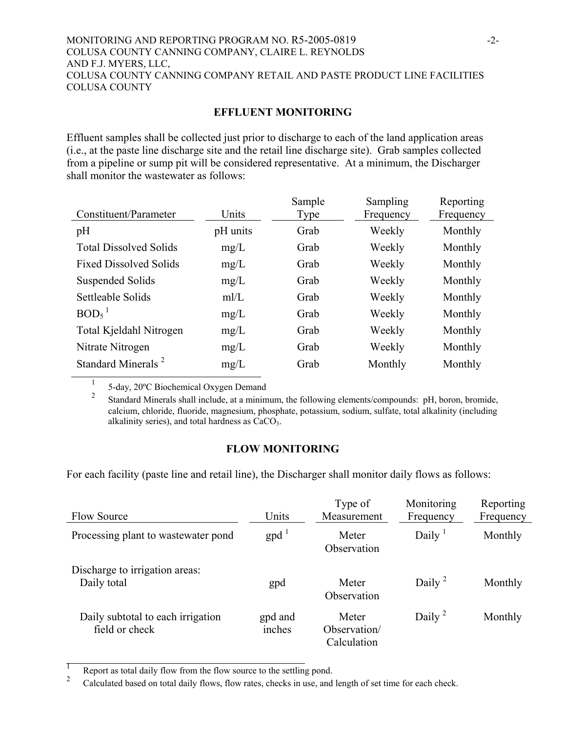## EFFLUENT MONITORING

Effluent samples shall be collected just prior to discharge to each of the land application areas (i.e., at the paste line discharge site and the retail line discharge site). Grab samples collected from a pipeline or sump pit will be considered representative. At a minimum, the Discharger shall monitor the wastewater as follows:

| Constituent/Parameter | Units | Sample Type | Sampling Frequency | Reporting Frequency |
|---|---|---|---|---|
| pH | pH units | Grab | Weekly | Monthly |
| Total Dissolved Solids | mg/L | Grab | Weekly | Monthly |
| Fixed Dissolved Solids | mg/L | Grab | Weekly | Monthly |
| Suspended Solids | mg/L | Grab | Weekly | Monthly |
| Settleable Solids | ml/L | Grab | Weekly | Monthly |
| $BOD_5$ [1] | mg/L | Grab | Weekly | Monthly |
| Total Kjeldahl Nitrogen | mg/L | Grab | Weekly | Monthly |
| Nitrate Nitrogen | mg/L | Grab | Weekly | Monthly |
| Standard Minerals [2] | mg/L | Grab | Monthly | Monthly |

[1] 5-day, 20ºC Biochemical Oxygen Demand

[2] Standard Minerals shall include, at a minimum, the following elements/compounds: pH, boron, bromide, calcium, chloride, fluoride, magnesium, phosphate, potassium, sodium, sulfate, total alkalinity (including alkalinity series), and total hardness as $CaCO_3$.

## FLOW MONITORING

For each facility (paste line and retail line), the Discharger shall monitor daily flows as follows:

| Flow Source | Units | Type of Measurement | Monitoring Frequency | Reporting Frequency |
|---|---|---|---|---|
| Processing plant to wastewater pond | gpd [1] | Meter Observation | Daily [1] | Monthly |
| Discharge to irrigation areas: Daily total | gpd | Meter Observation | Daily [2] | Monthly |
| Daily subtotal to each irrigation field or check | gpd and inches | Meter Observation/ Calculation | Daily [2] | Monthly |

[1] Report as total daily flow from the flow source to the settling pond.

[2] Calculated based on total daily flows, flow rates, checks in use, and length of set time for each check.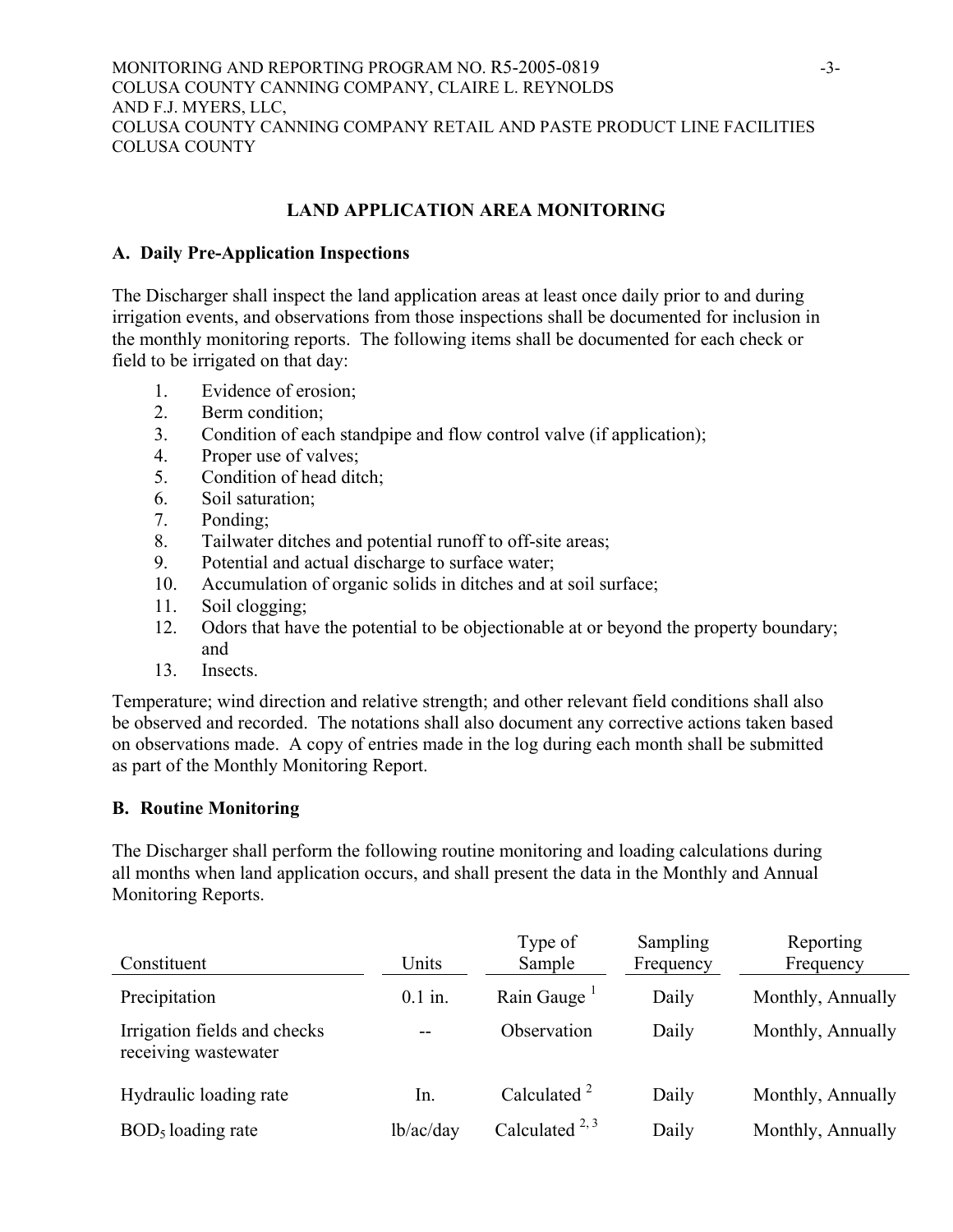## LAND APPLICATION AREA MONITORING

### A. Daily Pre-Application Inspections

The Discharger shall inspect the land application areas at least once daily prior to and during irrigation events, and observations from those inspections shall be documented for inclusion in the monthly monitoring reports. The following items shall be documented for each check or field to be irrigated on that day:

1. Evidence of erosion;
2. Berm condition;
3. Condition of each standpipe and flow control valve (if application);
4. Proper use of valves;
5. Condition of head ditch;
6. Soil saturation;
7. Ponding;
8. Tailwater ditches and potential runoff to off-site areas;
9. Potential and actual discharge to surface water;
10. Accumulation of organic solids in ditches and at soil surface;
11. Soil clogging;
12. Odors that have the potential to be objectionable at or beyond the property boundary; and
13. Insects.

Temperature; wind direction and relative strength; and other relevant field conditions shall also be observed and recorded. The notations shall also document any corrective actions taken based on observations made. A copy of entries made in the log during each month shall be submitted as part of the Monthly Monitoring Report.

### B. Routine Monitoring

The Discharger shall perform the following routine monitoring and loading calculations during all months when land application occurs, and shall present the data in the Monthly and Annual Monitoring Reports.

| Constituent | Units | Type of Sample | Sampling Frequency | Reporting Frequency |
|---|---|---|---|---|
| Precipitation | 0.1 in. | Rain Gauge [1] | Daily | Monthly, Annually |
| Irrigation fields and checks receiving wastewater | -- | Observation | Daily | Monthly, Annually |
| Hydraulic loading rate | In. | Calculated [2] | Daily | Monthly, Annually |
| $BOD_5$ loading rate | lb/ac/day | Calculated [2, 3] | Daily | Monthly, Annually |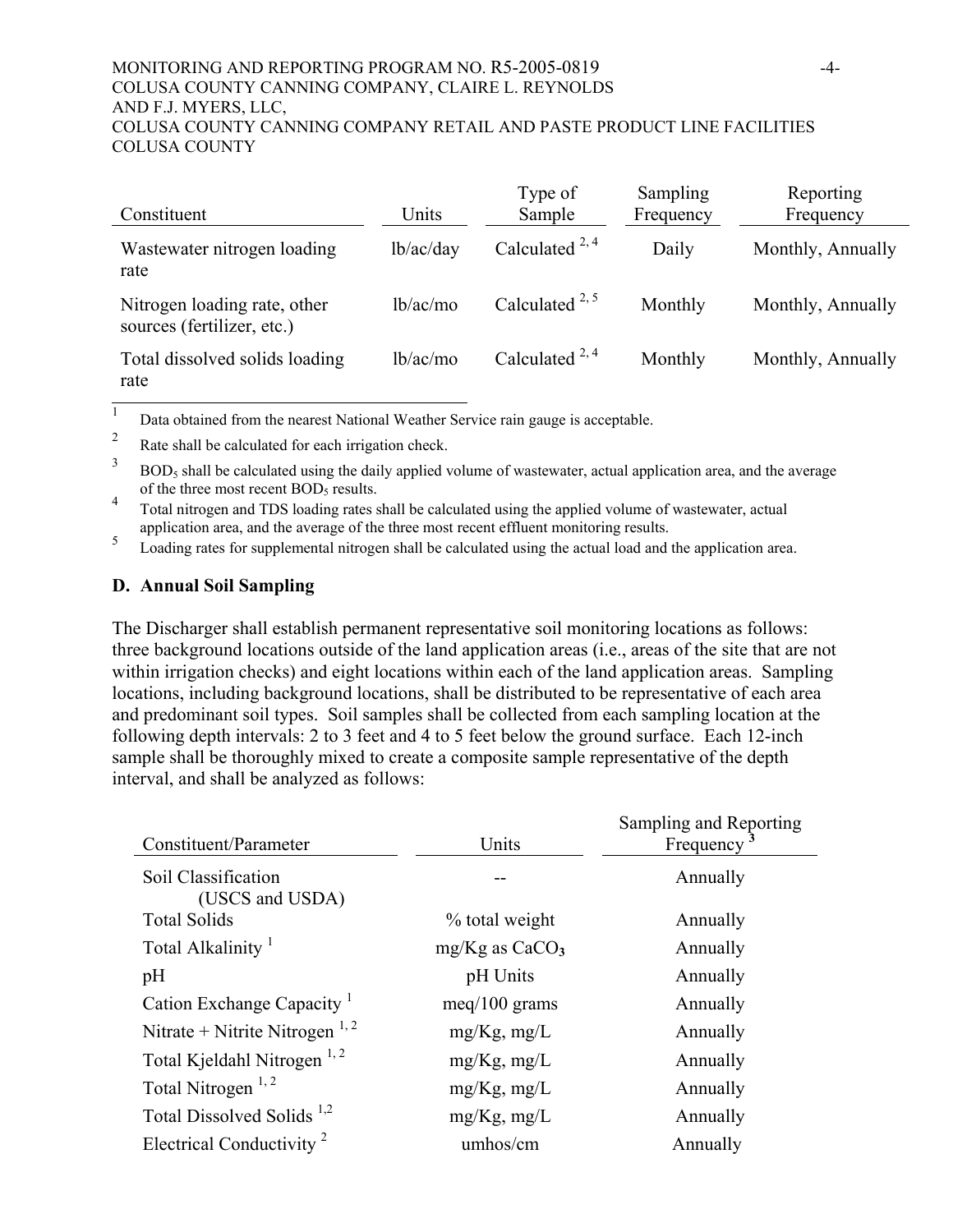| Constituent | Units | Type of Sample | Sampling Frequency | Reporting Frequency |
|---|---|---|---|---|
| Wastewater nitrogen loading rate | lb/ac/day | Calculated [2, 4] | Daily | Monthly, Annually |
| Nitrogen loading rate, other sources (fertilizer, etc.) | lb/ac/mo | Calculated [2, 5] | Monthly | Monthly, Annually |
| Total dissolved solids loading rate | lb/ac/mo | Calculated [2, 4] | Monthly | Monthly, Annually |

[1] Data obtained from the nearest National Weather Service rain gauge is acceptable.

[2] Rate shall be calculated for each irrigation check.

[3] $BOD_5$ shall be calculated using the daily applied volume of wastewater, actual application area, and the average of the three most recent $BOD_5$ results.

[4] Total nitrogen and TDS loading rates shall be calculated using the applied volume of wastewater, actual application area, and the average of the three most recent effluent monitoring results.

[5] Loading rates for supplemental nitrogen shall be calculated using the actual load and the application area.

## D. Annual Soil Sampling

The Discharger shall establish permanent representative soil monitoring locations as follows: three background locations outside of the land application areas (i.e., areas of the site that are not within irrigation checks) and eight locations within each of the land application areas. Sampling locations, including background locations, shall be distributed to be representative of each area and predominant soil types. Soil samples shall be collected from each sampling location at the following depth intervals: 2 to 3 feet and 4 to 5 feet below the ground surface. Each 12-inch sample shall be thoroughly mixed to create a composite sample representative of the depth interval, and shall be analyzed as follows:

| Constituent/Parameter | Units | Sampling and Reporting Frequency [3] |
|---|---|---|
| Soil Classification (USCS and USDA) | -- | Annually |
| Total Solids | % total weight | Annually |
| Total Alkalinity [1] | mg/Kg as $CaCO_3$ | Annually |
| pH | pH Units | Annually |
| Cation Exchange Capacity [1] | meq/100 grams | Annually |
| Nitrate + Nitrite Nitrogen [1, 2] | mg/Kg, mg/L | Annually |
| Total Kjeldahl Nitrogen [1, 2] | mg/Kg, mg/L | Annually |
| Total Nitrogen [1, 2] | mg/Kg, mg/L | Annually |
| Total Dissolved Solids [1,2] | mg/Kg, mg/L | Annually |
| Electrical Conductivity [2] | umhos/cm | Annually |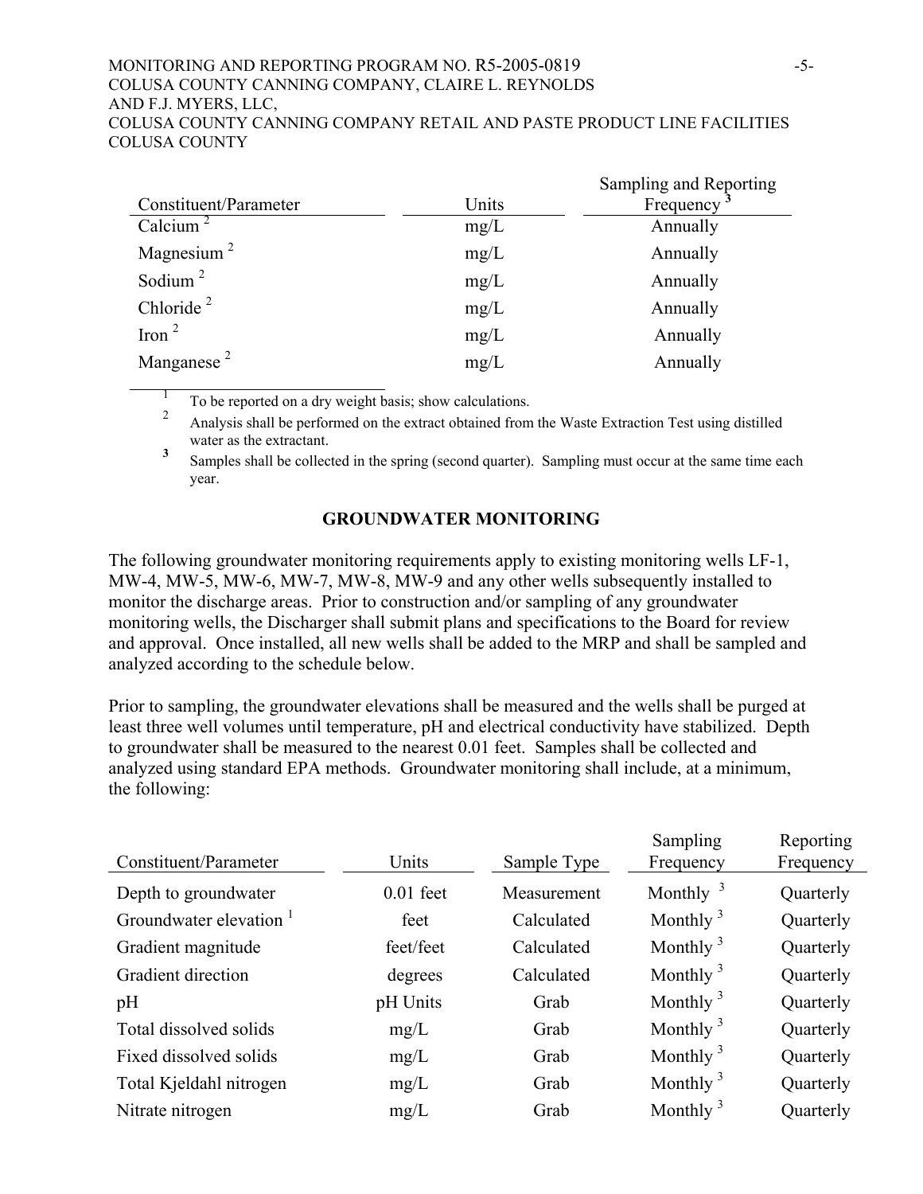| Constituent/Parameter | Units | Sampling and Reporting Frequency [3] |
|---|---|---|
| Calcium [2] | mg/L | Annually |
| Magnesium [2] | mg/L | Annually |
| Sodium [2] | mg/L | Annually |
| Chloride [2] | mg/L | Annually |
| Iron [2] | mg/L | Annually |
| Manganese [2] | mg/L | Annually |

[1] To be reported on a dry weight basis; show calculations.

[2] Analysis shall be performed on the extract obtained from the Waste Extraction Test using distilled water as the extractant.

[3] Samples shall be collected in the spring (second quarter). Sampling must occur at the same time each year.

## GROUNDWATER MONITORING

The following groundwater monitoring requirements apply to existing monitoring wells LF-1, MW-4, MW-5, MW-6, MW-7, MW-8, MW-9 and any other wells subsequently installed to monitor the discharge areas. Prior to construction and/or sampling of any groundwater monitoring wells, the Discharger shall submit plans and specifications to the Board for review and approval. Once installed, all new wells shall be added to the MRP and shall be sampled and analyzed according to the schedule below.

Prior to sampling, the groundwater elevations shall be measured and the wells shall be purged at least three well volumes until temperature, pH and electrical conductivity have stabilized. Depth to groundwater shall be measured to the nearest 0.01 feet. Samples shall be collected and analyzed using standard EPA methods. Groundwater monitoring shall include, at a minimum, the following:

| Constituent/Parameter | Units | Sample Type | Sampling Frequency | Reporting Frequency |
|---|---|---|---|---|
| Depth to groundwater | 0.01 feet | Measurement | Monthly [3] | Quarterly |
| Groundwater elevation [1] | feet | Calculated | Monthly [3] | Quarterly |
| Gradient magnitude | feet/feet | Calculated | Monthly [3] | Quarterly |
| Gradient direction | degrees | Calculated | Monthly [3] | Quarterly |
| pH | pH Units | Grab | Monthly [3] | Quarterly |
| Total dissolved solids | mg/L | Grab | Monthly [3] | Quarterly |
| Fixed dissolved solids | mg/L | Grab | Monthly [3] | Quarterly |
| Total Kjeldahl nitrogen | mg/L | Grab | Monthly [3] | Quarterly |
| Nitrate nitrogen | mg/L | Grab | Monthly [3] | Quarterly |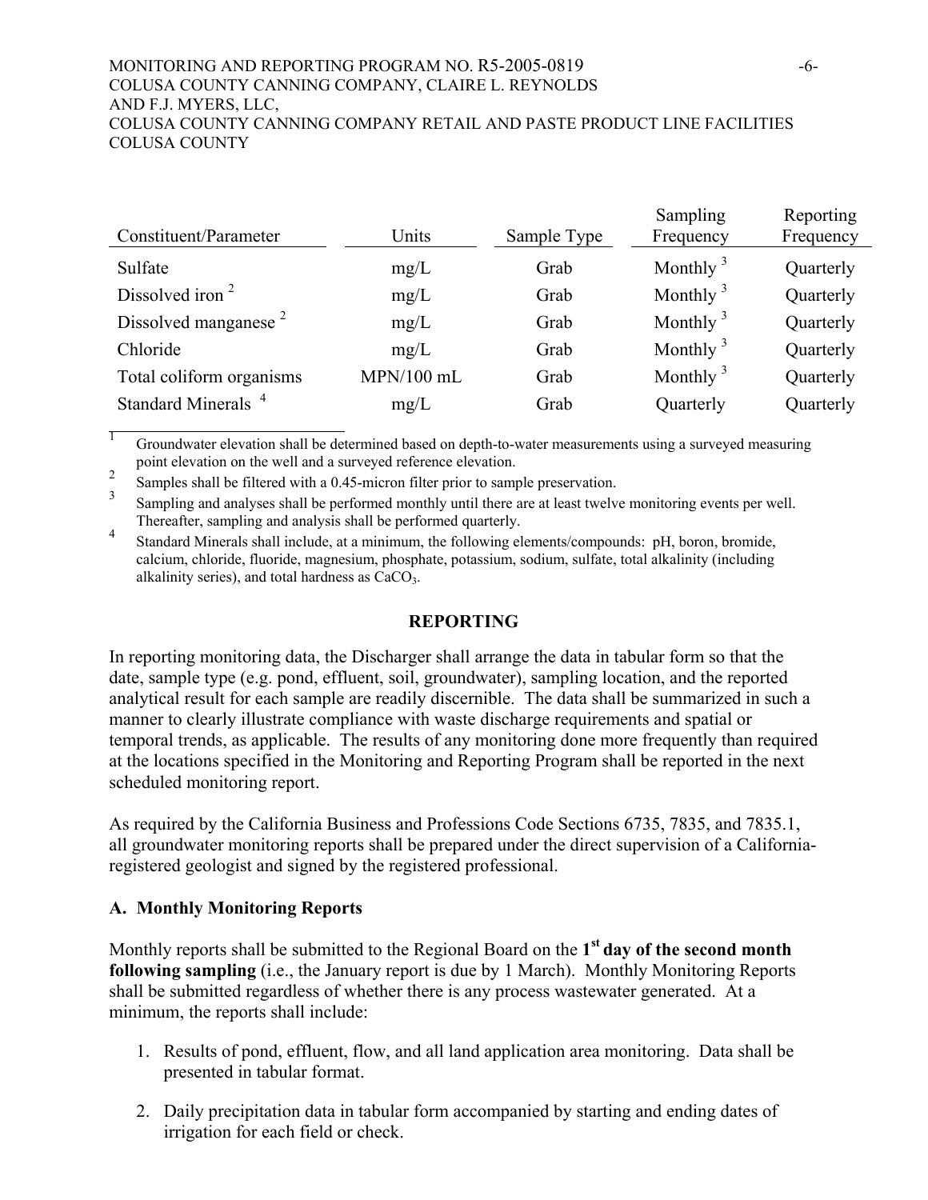| Constituent/Parameter | Units | Sample Type | Sampling Frequency | Reporting Frequency |
|---|---|---|---|---|
| Sulfate | mg/L | Grab | Monthly [3] | Quarterly |
| Dissolved iron [2] | mg/L | Grab | Monthly [3] | Quarterly |
| Dissolved manganese [2] | mg/L | Grab | Monthly [3] | Quarterly |
| Chloride | mg/L | Grab | Monthly [3] | Quarterly |
| Total coliform organisms | MPN/100 mL | Grab | Monthly [3] | Quarterly |
| Standard Minerals [4] | mg/L | Grab | Quarterly | Quarterly |

[1] Groundwater elevation shall be determined based on depth-to-water measurements using a surveyed measuring point elevation on the well and a surveyed reference elevation.

[2] Samples shall be filtered with a 0.45-micron filter prior to sample preservation.

[3] Sampling and analyses shall be performed monthly until there are at least twelve monitoring events per well. Thereafter, sampling and analysis shall be performed quarterly.

[4] Standard Minerals shall include, at a minimum, the following elements/compounds: pH, boron, bromide, calcium, chloride, fluoride, magnesium, phosphate, potassium, sodium, sulfate, total alkalinity (including alkalinity series), and total hardness as $CaCO_3$.

## REPORTING

In reporting monitoring data, the Discharger shall arrange the data in tabular form so that the date, sample type (e.g. pond, effluent, soil, groundwater), sampling location, and the reported analytical result for each sample are readily discernible. The data shall be summarized in such a manner to clearly illustrate compliance with waste discharge requirements and spatial or temporal trends, as applicable. The results of any monitoring done more frequently than required at the locations specified in the Monitoring and Reporting Program shall be reported in the next scheduled monitoring report.

As required by the California Business and Professions Code Sections 6735, 7835, and 7835.1, all groundwater monitoring reports shall be prepared under the direct supervision of a California-registered geologist and signed by the registered professional.

### A. Monthly Monitoring Reports

Monthly reports shall be submitted to the Regional Board on the **1st day of the second month following sampling** (i.e., the January report is due by 1 March). Monthly Monitoring Reports shall be submitted regardless of whether there is any process wastewater generated. At a minimum, the reports shall include:

1. Results of pond, effluent, flow, and all land application area monitoring. Data shall be presented in tabular format.

2. Daily precipitation data in tabular form accompanied by starting and ending dates of irrigation for each field or check.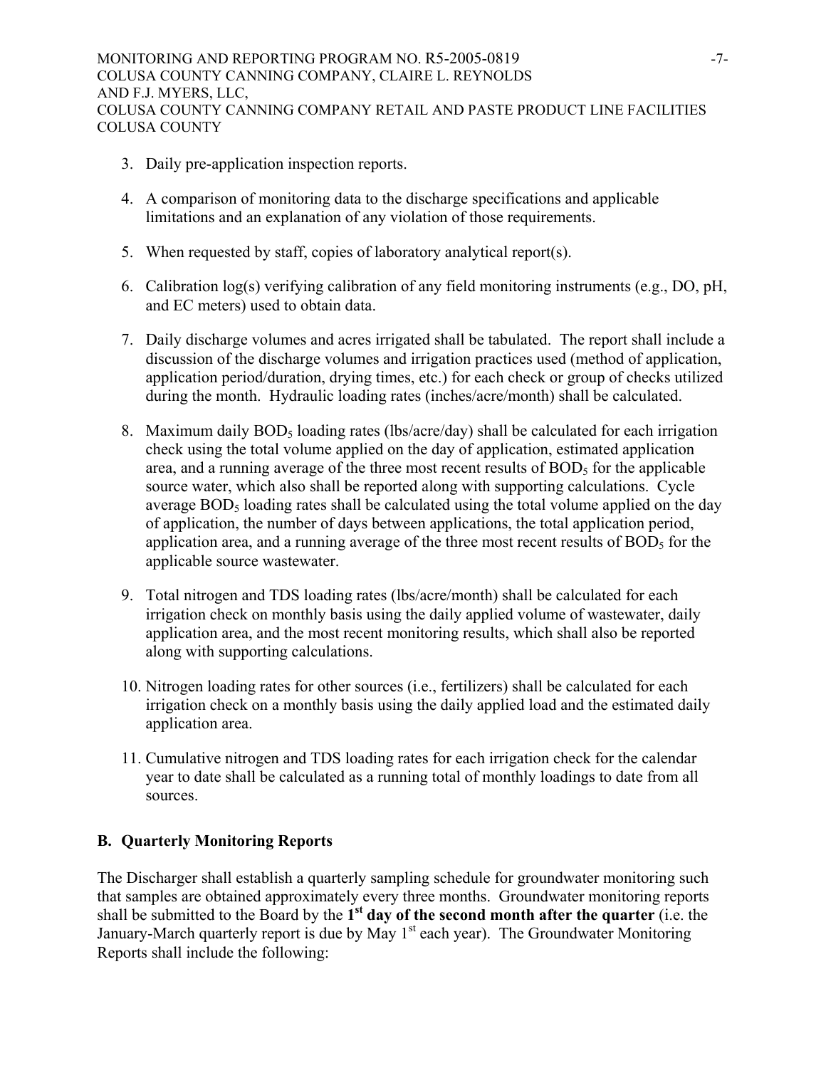3. Daily pre-application inspection reports.

4. A comparison of monitoring data to the discharge specifications and applicable limitations and an explanation of any violation of those requirements.

5. When requested by staff, copies of laboratory analytical report(s).

6. Calibration log(s) verifying calibration of any field monitoring instruments (e.g., DO, pH, and EC meters) used to obtain data.

7. Daily discharge volumes and acres irrigated shall be tabulated. The report shall include a discussion of the discharge volumes and irrigation practices used (method of application, application period/duration, drying times, etc.) for each check or group of checks utilized during the month. Hydraulic loading rates (inches/acre/month) shall be calculated.

8. Maximum daily $BOD_5$ loading rates (lbs/acre/day) shall be calculated for each irrigation check using the total volume applied on the day of application, estimated application area, and a running average of the three most recent results of $BOD_5$ for the applicable source water, which also shall be reported along with supporting calculations. Cycle average $BOD_5$ loading rates shall be calculated using the total volume applied on the day of application, the number of days between applications, the total application period, application area, and a running average of the three most recent results of $BOD_5$ for the applicable source wastewater.

9. Total nitrogen and TDS loading rates (lbs/acre/month) shall be calculated for each irrigation check on monthly basis using the daily applied volume of wastewater, daily application area, and the most recent monitoring results, which shall also be reported along with supporting calculations.

10. Nitrogen loading rates for other sources (i.e., fertilizers) shall be calculated for each irrigation check on a monthly basis using the daily applied load and the estimated daily application area.

11. Cumulative nitrogen and TDS loading rates for each irrigation check for the calendar year to date shall be calculated as a running total of monthly loadings to date from all sources.

## B. Quarterly Monitoring Reports

The Discharger shall establish a quarterly sampling schedule for groundwater monitoring such that samples are obtained approximately every three months. Groundwater monitoring reports shall be submitted to the Board by the **1st day of the second month after the quarter** (i.e. the January-March quarterly report is due by May 1st each year). The Groundwater Monitoring Reports shall include the following: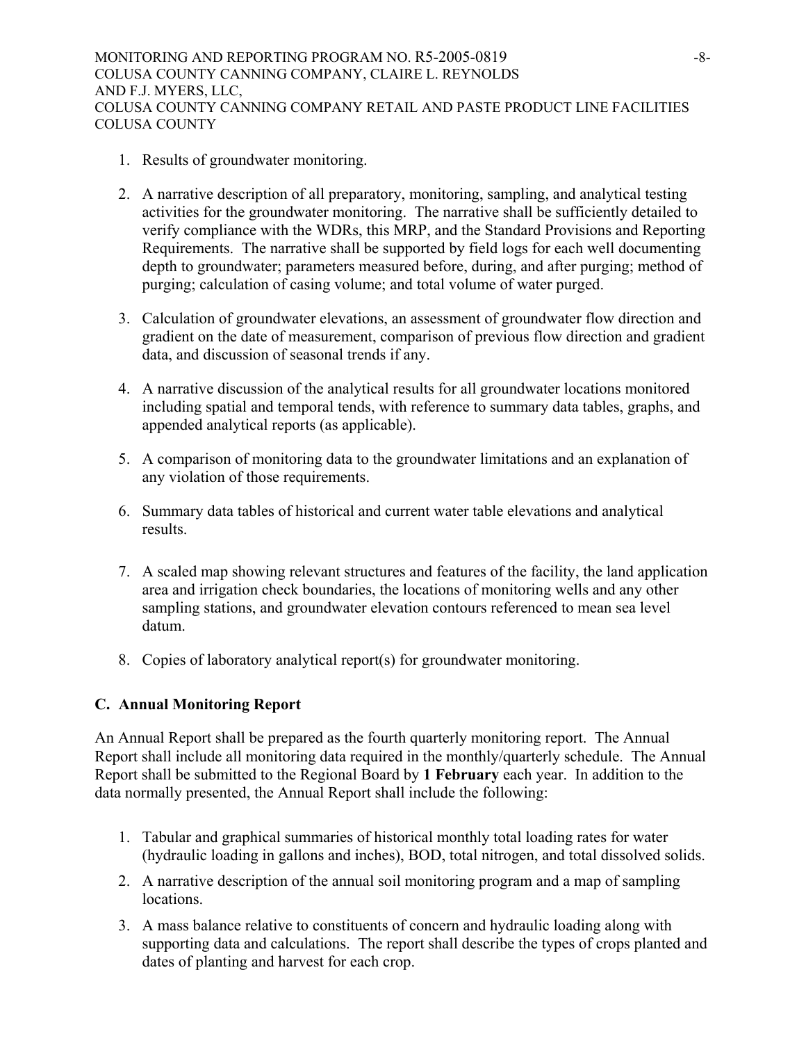1. Results of groundwater monitoring.

2. A narrative description of all preparatory, monitoring, sampling, and analytical testing activities for the groundwater monitoring. The narrative shall be sufficiently detailed to verify compliance with the WDRs, this MRP, and the Standard Provisions and Reporting Requirements. The narrative shall be supported by field logs for each well documenting depth to groundwater; parameters measured before, during, and after purging; method of purging; calculation of casing volume; and total volume of water purged.

3. Calculation of groundwater elevations, an assessment of groundwater flow direction and gradient on the date of measurement, comparison of previous flow direction and gradient data, and discussion of seasonal trends if any.

4. A narrative discussion of the analytical results for all groundwater locations monitored including spatial and temporal tends, with reference to summary data tables, graphs, and appended analytical reports (as applicable).

5. A comparison of monitoring data to the groundwater limitations and an explanation of any violation of those requirements.

6. Summary data tables of historical and current water table elevations and analytical results.

7. A scaled map showing relevant structures and features of the facility, the land application area and irrigation check boundaries, the locations of monitoring wells and any other sampling stations, and groundwater elevation contours referenced to mean sea level datum.

8. Copies of laboratory analytical report(s) for groundwater monitoring.

## C. Annual Monitoring Report

An Annual Report shall be prepared as the fourth quarterly monitoring report. The Annual Report shall include all monitoring data required in the monthly/quarterly schedule. The Annual Report shall be submitted to the Regional Board by **1 February** each year. In addition to the data normally presented, the Annual Report shall include the following:

1. Tabular and graphical summaries of historical monthly total loading rates for water (hydraulic loading in gallons and inches), BOD, total nitrogen, and total dissolved solids.

2. A narrative description of the annual soil monitoring program and a map of sampling locations.

3. A mass balance relative to constituents of concern and hydraulic loading along with supporting data and calculations. The report shall describe the types of crops planted and dates of planting and harvest for each crop.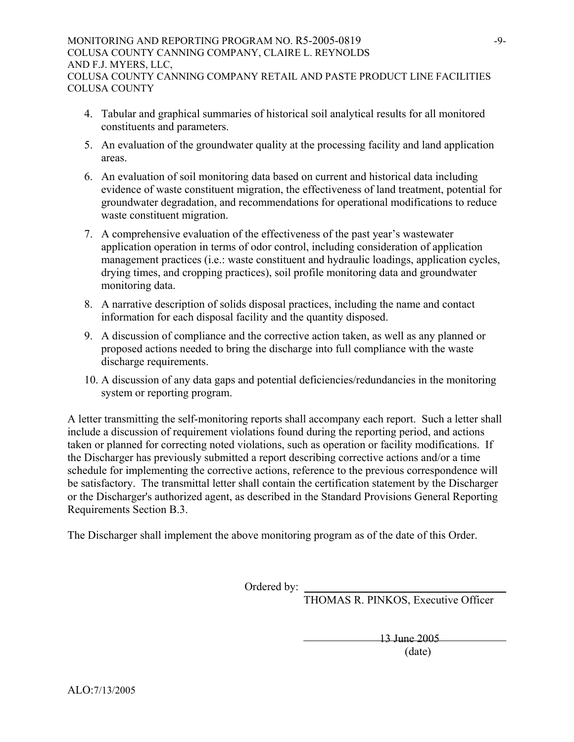4. Tabular and graphical summaries of historical soil analytical results for all monitored constituents and parameters.
5. An evaluation of the groundwater quality at the processing facility and land application areas.
6. An evaluation of soil monitoring data based on current and historical data including evidence of waste constituent migration, the effectiveness of land treatment, potential for groundwater degradation, and recommendations for operational modifications to reduce waste constituent migration.
7. A comprehensive evaluation of the effectiveness of the past year's wastewater application operation in terms of odor control, including consideration of application management practices (i.e.: waste constituent and hydraulic loadings, application cycles, drying times, and cropping practices), soil profile monitoring data and groundwater monitoring data.
8. A narrative description of solids disposal practices, including the name and contact information for each disposal facility and the quantity disposed.
9. A discussion of compliance and the corrective action taken, as well as any planned or proposed actions needed to bring the discharge into full compliance with the waste discharge requirements.
10. A discussion of any data gaps and potential deficiencies/redundancies in the monitoring system or reporting program.

A letter transmitting the self-monitoring reports shall accompany each report. Such a letter shall include a discussion of requirement violations found during the reporting period, and actions taken or planned for correcting noted violations, such as operation or facility modifications. If the Discharger has previously submitted a report describing corrective actions and/or a time schedule for implementing the corrective actions, reference to the previous correspondence will be satisfactory. The transmittal letter shall contain the certification statement by the Discharger or the Discharger's authorized agent, as described in the Standard Provisions General Reporting Requirements Section B.3.

The Discharger shall implement the above monitoring program as of the date of this Order.

Ordered by: \_\_\_\_\_\_\_\_\_\_\_\_\_\_\_\_\_\_\_\_\_\_\_\_\_\_\_\_\_\_\_\_
THOMAS R. PINKOS, Executive Officer

13 June 2005
(date)

ALO:7/13/2005